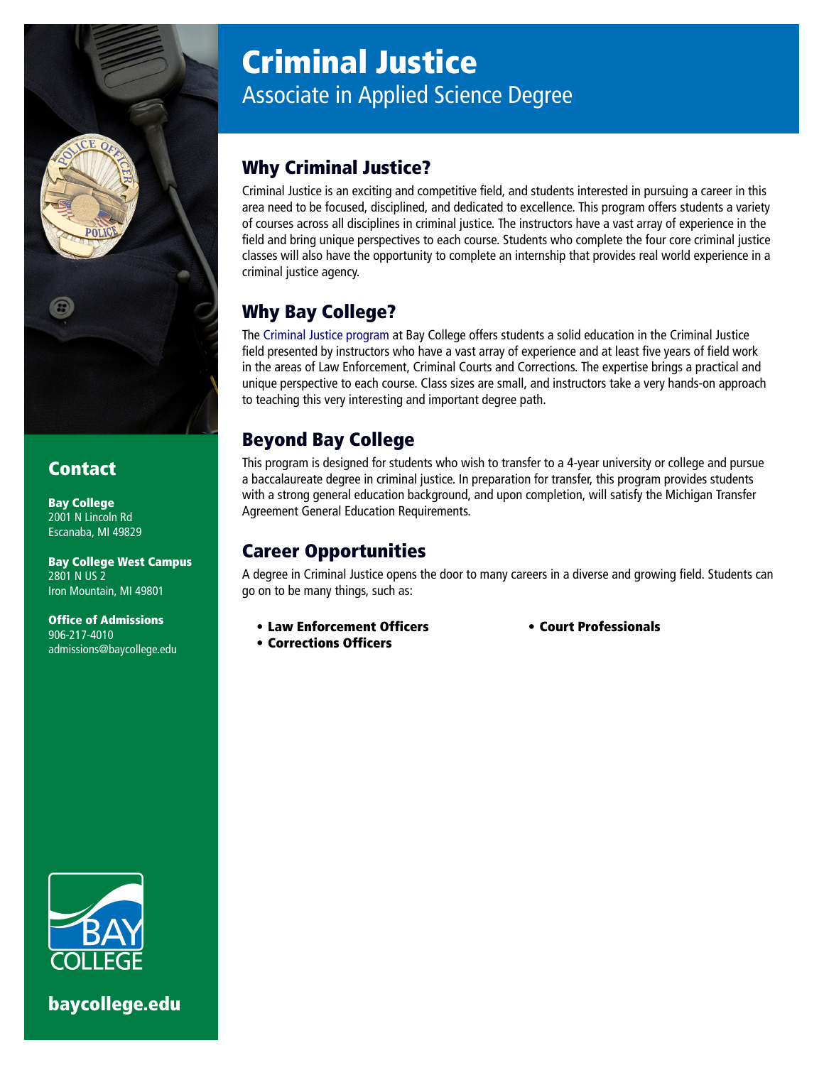# Criminal Justice

Associate in Applied Science Degree

## Why Criminal Justice?

Criminal Justice is an exciting and competitive field, and students interested in pursuing a career in this area need to be focused, disciplined, and dedicated to excellence. This program offers students a variety of courses across all disciplines in criminal justice. The instructors have a vast array of experience in the field and bring unique perspectives to each course. Students who complete the four core criminal justice classes will also have the opportunity to complete an internship that provides real world experience in a criminal justice agency.

## Why Bay College?

The Criminal Justice program at Bay College offers students a solid education in the Criminal Justice field presented by instructors who have a vast array of experience and at least five years of field work in the areas of Law Enforcement, Criminal Courts and Corrections. The expertise brings a practical and unique perspective to each course. Class sizes are small, and instructors take a very hands-on approach to teaching this very interesting and important degree path.

## Beyond Bay College

This program is designed for students who wish to transfer to a 4-year university or college and pursue a baccalaureate degree in criminal justice. In preparation for transfer, this program provides students with a strong general education background, and upon completion, will satisfy the Michigan Transfer Agreement General Education Requirements.

## Career Opportunities

A degree in Criminal Justice opens the door to many careers in a diverse and growing field. Students can go on to be many things, such as:

- **Law Enforcement Officers**
- **Corrections Officers**
- **Court Professionals**

## Contact

**Bay College**
2001 N Lincoln Rd
Escanaba, MI 49829

**Bay College West Campus**
2801 N US 2
Iron Mountain, MI 49801

**Office of Admissions**
906-217-4010
admissions@baycollege.edu

BAY COLLEGE

**baycollege.edu**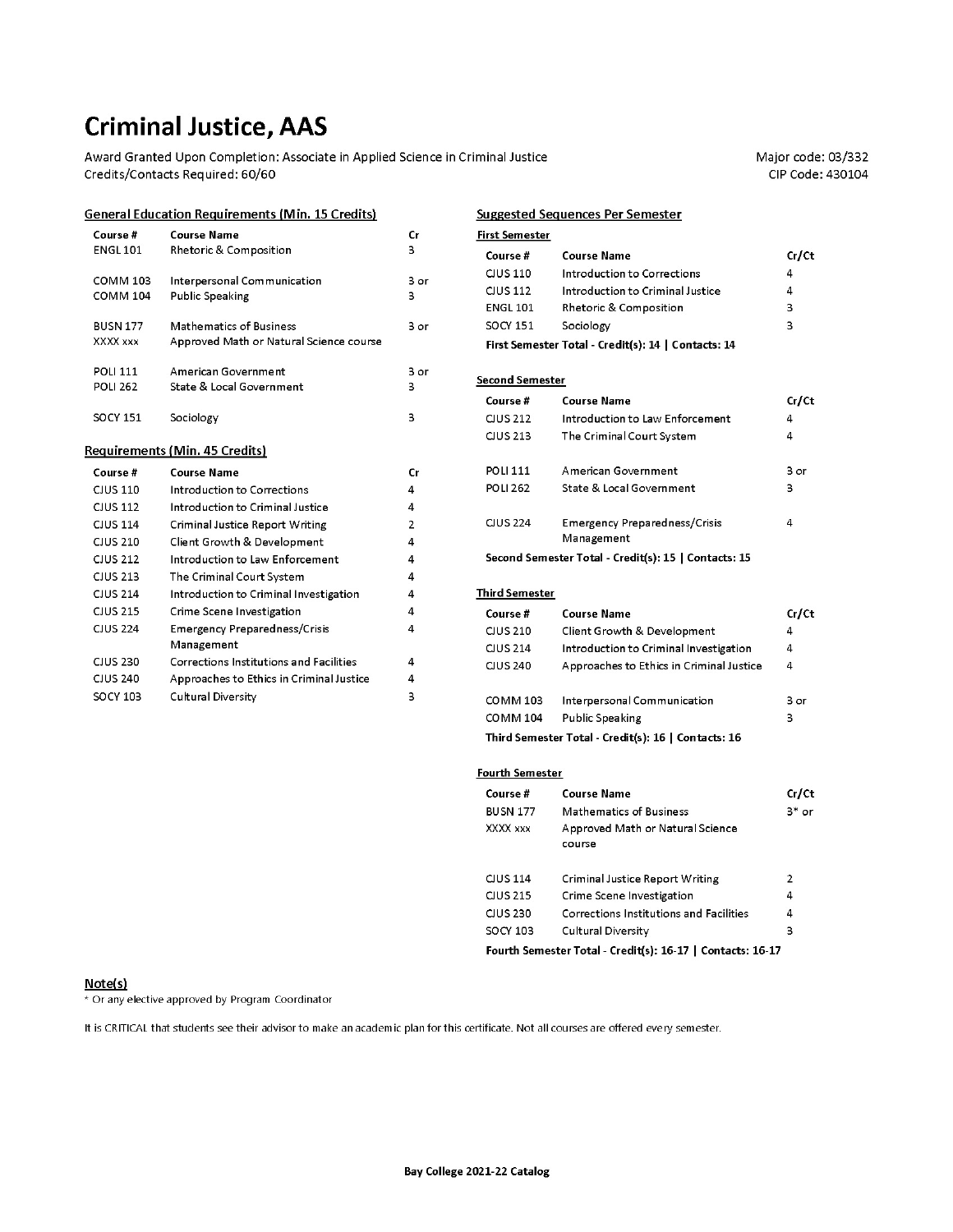# Criminal Justice, AAS

Award Granted Upon Completion: Associate in Applied Science in Criminal Justice
Credits/Contacts Required: 60/60

Major code: 03/332
CIP Code: 430104

## General Education Requirements (Min. 15 Credits)

| Course # | Course Name | Cr |
|---|---|---|
| ENGL 101 | Rhetoric & Composition | 3 |
| COMM 103 | Interpersonal Communication | 3 or |
| COMM 104 | Public Speaking | 3 |
| BUSN 177 | Mathematics of Business | 3 or |
| XXXX xxx | Approved Math or Natural Science course | |
| POLI 111 | American Government | 3 or |
| POLI 262 | State & Local Government | 3 |
| SOCY 151 | Sociology | 3 |

## Requirements (Min. 45 Credits)

| Course # | Course Name | Cr |
|---|---|---|
| CJUS 110 | Introduction to Corrections | 4 |
| CJUS 112 | Introduction to Criminal Justice | 4 |
| CJUS 114 | Criminal Justice Report Writing | 2 |
| CJUS 210 | Client Growth & Development | 4 |
| CJUS 212 | Introduction to Law Enforcement | 4 |
| CJUS 213 | The Criminal Court System | 4 |
| CJUS 214 | Introduction to Criminal Investigation | 4 |
| CJUS 215 | Crime Scene Investigation | 4 |
| CJUS 224 | Emergency Preparedness/Crisis Management | 4 |
| CJUS 230 | Corrections Institutions and Facilities | 4 |
| CJUS 240 | Approaches to Ethics in Criminal Justice | 4 |
| SOCY 103 | Cultural Diversity | 3 |

## Suggested Sequences Per Semester

### First Semester

| Course # | Course Name | Cr/Ct |
|---|---|---|
| CJUS 110 | Introduction to Corrections | 4 |
| CJUS 112 | Introduction to Criminal Justice | 4 |
| ENGL 101 | Rhetoric & Composition | 3 |
| SOCY 151 | Sociology | 3 |

**First Semester Total - Credit(s): 14 | Contacts: 14**

### Second Semester

| Course # | Course Name | Cr/Ct |
|---|---|---|
| CJUS 212 | Introduction to Law Enforcement | 4 |
| CJUS 213 | The Criminal Court System | 4 |
| POLI 111 | American Government | 3 or |
| POLI 262 | State & Local Government | 3 |
| CJUS 224 | Emergency Preparedness/Crisis Management | 4 |

**Second Semester Total - Credit(s): 15 | Contacts: 15**

### Third Semester

| Course # | Course Name | Cr/Ct |
|---|---|---|
| CJUS 210 | Client Growth & Development | 4 |
| CJUS 214 | Introduction to Criminal Investigation | 4 |
| CJUS 240 | Approaches to Ethics in Criminal Justice | 4 |
| COMM 103 | Interpersonal Communication | 3 or |
| COMM 104 | Public Speaking | 3 |

**Third Semester Total - Credit(s): 16 | Contacts: 16**

### Fourth Semester

| Course # | Course Name | Cr/Ct |
|---|---|---|
| BUSN 177 | Mathematics of Business | 3* or |
| XXXX xxx | Approved Math or Natural Science course | |
| CJUS 114 | Criminal Justice Report Writing | 2 |
| CJUS 215 | Crime Scene Investigation | 4 |
| CJUS 230 | Corrections Institutions and Facilities | 4 |
| SOCY 103 | Cultural Diversity | 3 |

**Fourth Semester Total - Credit(s): 16-17 | Contacts: 16-17**

## Note(s)

* Or any elective approved by Program Coordinator

It is CRITICAL that students see their advisor to make an academic plan for this certificate. Not all courses are offered every semester.